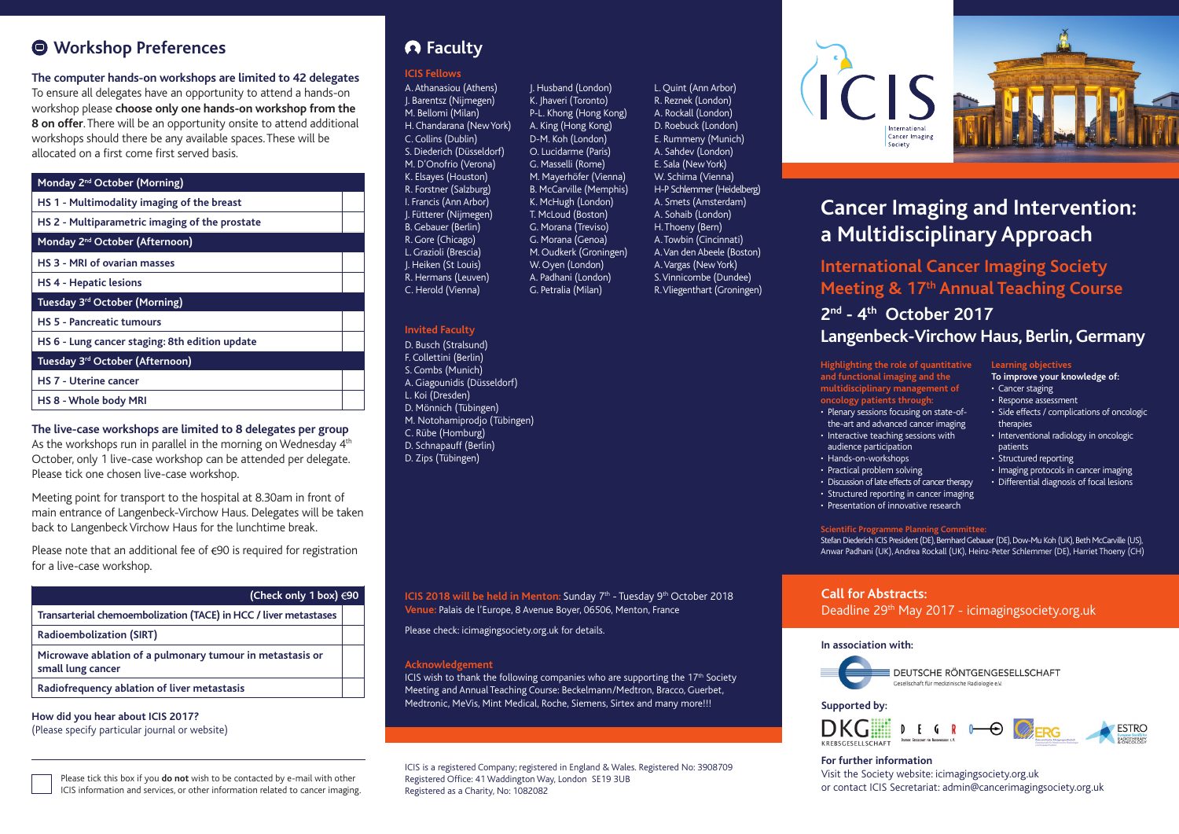## Workshop Preferences

**The computer hands-on workshops are limited to 42 delegates**
To ensure all delegates have an opportunity to attend a hands-on workshop please **choose only one hands-on workshop from the 8 on offer**. There will be an opportunity onsite to attend additional workshops should there be any available spaces. These will be allocated on a first come first served basis.

| Monday 2nd October (Morning) | |
|---|---|
| HS 1 - Multimodality imaging of the breast | |
| HS 2 - Multiparametric imaging of the prostate | |
| **Monday 2nd October (Afternoon)** | |
| HS 3 - MRI of ovarian masses | |
| HS 4 - Hepatic lesions | |
| **Tuesday 3rd October (Morning)** | |
| HS 5 - Pancreatic tumours | |
| HS 6 - Lung cancer staging: 8th edition update | |
| **Tuesday 3rd October (Afternoon)** | |
| HS 7 - Uterine cancer | |
| HS 8 - Whole body MRI | |

**The live-case workshops are limited to 8 delegates per group**
As the workshops run in parallel in the morning on Wednesday 4th October, only 1 live-case workshop can be attended per delegate. Please tick one chosen live-case workshop.

Meeting point for transport to the hospital at 8.30am in front of main entrance of Langenbeck-Virchow Haus. Delegates will be taken back to Langenbeck Virchow Haus for the lunchtime break.

Please note that an additional fee of €90 is required for registration for a live-case workshop.

| (Check only 1 box) €90 | |
|---|---|
| Transarterial chemoembolization (TACE) in HCC / liver metastases | |
| Radioembolization (SIRT) | |
| Microwave ablation of a pulmonary tumour in metastasis or small lung cancer | |
| Radiofrequency ablation of liver metastasis | |

**How did you hear about ICIS 2017?**
(Please specify particular journal or website)

☐ Please tick this box if you **do not** wish to be contacted by e-mail with other ICIS information and services, or other information related to cancer imaging.

## Faculty

### ICIS Fellows

A. Athanasiou (Athens)
J. Barentsz (Nijmegen)
M. Bellomi (Milan)
H. Chandarana (New York)
C. Collins (Dublin)
S. Diederich (Düsseldorf)
M. D'Onofrio (Verona)
K. Elsayes (Houston)
R. Forstner (Salzburg)
I. Francis (Ann Arbor)
J. Fütterer (Nijmegen)
B. Gebauer (Berlin)
R. Gore (Chicago)
L. Grazioli (Brescia)
J. Heiken (St Louis)
R. Hermans (Leuven)
C. Herold (Vienna)
J. Husband (London)
K. Jhaveri (Toronto)
P-L. Khong (Hong Kong)
A. King (Hong Kong)
D-M. Koh (London)
O. Lucidarme (Paris)
G. Masselli (Rome)
M. Mayerhöfer (Vienna)
B. McCarville (Memphis)
K. McHugh (London)
T. McLoud (Boston)
G. Morana (Treviso)
G. Morana (Genoa)
M. Oudkerk (Groningen)
W. Oyen (London)
A. Padhani (London)
G. Petralia (Milan)
L. Quint (Ann Arbor)
R. Reznek (London)
A. Rockall (London)
D. Roebuck (London)
E. Rummeny (Munich)
A. Sahdev (London)
E. Sala (New York)
W. Schima (Vienna)
H-P Schlemmer (Heidelberg)
A. Smets (Amsterdam)
A. Sohaib (London)
H. Thoeny (Bern)
A. Towbin (Cincinnati)
A. Van den Abeele (Boston)
A. Vargas (New York)
S. Vinnicombe (Dundee)
R. Vliegenthart (Groningen)

### Invited Faculty

D. Busch (Stralsund)
F. Collettini (Berlin)
S. Combs (Munich)
A. Giagounidis (Düsseldorf)
L. Koi (Dresden)
D. Mönnich (Tübingen)
M. Notohamiprodjo (Tübingen)
C. Rübe (Homburg)
D. Schnapauff (Berlin)
D. Zips (Tübingen)

**ICIS 2018 will be held in Menton:** Sunday 7th - Tuesday 9th October 2018
**Venue:** Palais de l'Europe, 8 Avenue Boyer, 06506, Menton, France

Please check: icimagingsociety.org.uk for details.

### Acknowledgement

ICIS wish to thank the following companies who are supporting the 17th Society Meeting and Annual Teaching Course: Beckelmann/Medtron, Bracco, Guerbet, Medtronic, MeVis, Mint Medical, Roche, Siemens, Sirtex and many more!!!

ICIS is a registered Company; registered in England & Wales. Registered No: 3908709
Registered Office: 41 Waddington Way, London SE19 3UB
Registered as a Charity, No: 1082082

ICIS International Cancer Imaging Society

# Cancer Imaging and Intervention: a Multidisciplinary Approach

## International Cancer Imaging Society Meeting & 17th Annual Teaching Course

## 2nd - 4th October 2017
## Langenbeck-Virchow Haus, Berlin, Germany

**Highlighting the role of quantitative and functional imaging and the multidisciplinary management of oncology patients through:**

- Plenary sessions focusing on state-of-the-art and advanced cancer imaging
- Interactive teaching sessions with audience participation
- Hands-on-workshops
- Practical problem solving
- Discussion of late effects of cancer therapy
- Structured reporting in cancer imaging
- Presentation of innovative research

**Learning objectives**
**To improve your knowledge of:**

- Cancer staging
- Response assessment
- Side effects / complications of oncologic therapies
- Interventional radiology in oncologic patients
- Structured reporting
- Imaging protocols in cancer imaging
- Differential diagnosis of focal lesions

**Scientific Programme Planning Committee:**
Stefan Diederich ICIS President (DE), Bernhard Gebauer (DE), Dow-Mu Koh (UK), Beth McCarville (US), Anwar Padhani (UK), Andrea Rockall (UK), Heinz-Peter Schlemmer (DE), Harriet Thoeny (CH)

**Call for Abstracts:**
Deadline 29th May 2017 - icimagingsociety.org.uk

**In association with:**
Deutsche Röntgengesellschaft – Gesellschaft für medizinische Radiologie e.V.

**Supported by:**
DKG Krebsgesellschaft, DEGRO, ERG, ESTRO

**For further information**
Visit the Society website: icimagingsociety.org.uk
or contact ICIS Secretariat: admin@cancerimagingsociety.org.uk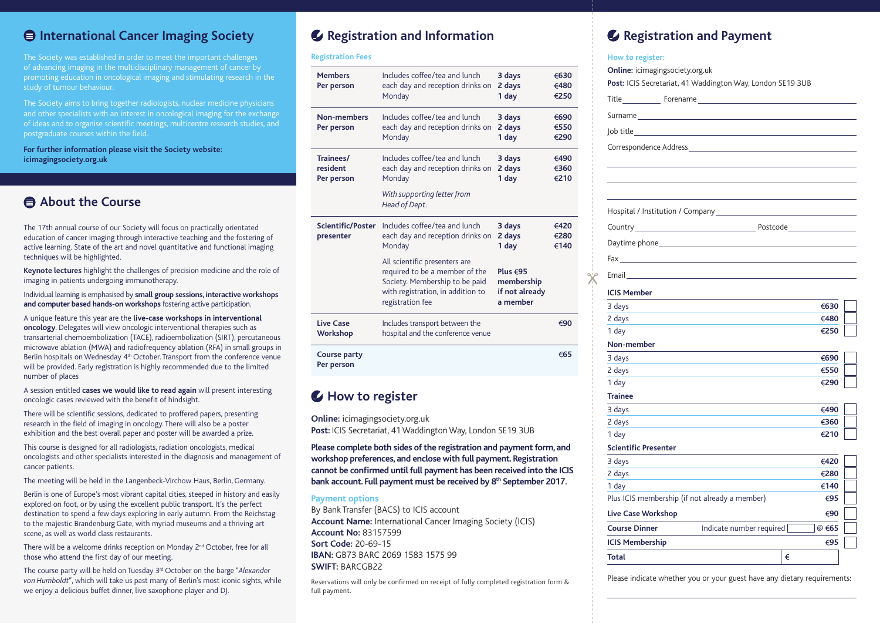## International Cancer Imaging Society

The Society was established in order to meet the important challenges of advancing imaging in the multidisciplinary management of cancer by promoting education in oncological imaging and stimulating research in the study of tumour behaviour.

The Society aims to bring together radiologists, nuclear medicine physicians and other specialists with an interest in oncological imaging for the exchange of ideas and to organise scientific meetings, multicentre research studies, and postgraduate courses within the field.

**For further information please visit the Society website: icimagingsociety.org.uk**

## About the Course

The 17th annual course of our Society will focus on practically orientated education of cancer imaging through interactive teaching and the fostering of active learning. State of the art and novel quantitative and functional imaging techniques will be highlighted.

**Keynote lectures** highlight the challenges of precision medicine and the role of imaging in patients undergoing immunotherapy.

Individual learning is emphasised by **small group sessions, interactive workshops and computer based hands-on workshops** fostering active participation.

A unique feature this year are the **live-case workshops in interventional oncology**. Delegates will view oncologic interventional therapies such as transarterial chemoembolization (TACE), radioembolization (SIRT), percutaneous microwave ablation (MWA) and radiofrequency ablation (RFA) in small groups in Berlin hospitals on Wednesday 4th October. Transport from the conference venue will be provided. Early registration is highly recommended due to the limited number of places

A session entitled **cases we would like to read again** will present interesting oncologic cases reviewed with the benefit of hindsight.

There will be scientific sessions, dedicated to proffered papers, presenting research in the field of imaging in oncology. There will also be a poster exhibition and the best overall paper and poster will be awarded a prize.

This course is designed for all radiologists, radiation oncologists, medical oncologists and other specialists interested in the diagnosis and management of cancer patients.

The meeting will be held in the Langenbeck-Virchow Haus, Berlin, Germany.

Berlin is one of Europe's most vibrant capital cities, steeped in history and easily explored on foot, or by using the excellent public transport. It's the perfect destination to spend a few days exploring in early autumn. From the Reichstag to the majestic Brandenburg Gate, with myriad museums and a thriving art scene, as well as world class restaurants.

There will be a welcome drinks reception on Monday 2nd October, free for all those who attend the first day of our meeting.

The course party will be held on Tuesday 3rd October on the barge "*Alexander von Humboldt*", which will take us past many of Berlin's most iconic sights, while we enjoy a delicious buffet dinner, live saxophone player and DJ.

## Registration and Information

**Registration Fees**

| | | | |
|---|---|---|---|
| **Members Per person** | Includes coffee/tea and lunch each day and reception drinks on Monday | **3 days**<br>**2 days**<br>**1 day** | **€630**<br>**€480**<br>**€250** |
| **Non-members Per person** | Includes coffee/tea and lunch each day and reception drinks on Monday | **3 days**<br>**2 days**<br>**1 day** | **€690**<br>**€550**<br>**€290** |
| **Trainees/ resident Per person** | Includes coffee/tea and lunch each day and reception drinks on Monday<br>*With supporting letter from Head of Dept.* | **3 days**<br>**2 days**<br>**1 day** | **€490**<br>**€360**<br>**€210** |
| **Scientific/Poster presenter** | Includes coffee/tea and lunch each day and reception drinks on Monday<br>All scientific presenters are required to be a member of the Society. Membership to be paid with registration, in addition to registration fee | **3 days**<br>**2 days**<br>**1 day**<br>**Plus €95 membership if not already a member** | **€420**<br>**€280**<br>**€140** |
| **Live Case Workshop** | Includes transport between the hospital and the conference venue | | **€90** |
| **Course party Per person** | | | **€65** |

## How to register

**Online:** icimagingsociety.org.uk
**Post:** ICIS Secretariat, 41 Waddington Way, London SE19 3UB

**Please complete both sides of the registration and payment form, and workshop preferences, and enclose with full payment. Registration cannot be confirmed until full payment has been received into the ICIS bank account. Full payment must be received by 8th September 2017.**

**Payment options**

By Bank Transfer (BACS) to ICIS account
**Account Name:** International Cancer Imaging Society (ICIS)
**Account No:** 83157599
**Sort Code:** 20-69-15
**IBAN:** GB73 BARC 2069 1583 1575 99
**SWIFT:** BARCGB22

Reservations will only be confirmed on receipt of fully completed registration form & full payment.

## Registration and Payment

**How to register:**

**Online:** icimagingsociety.org.uk
**Post:** ICIS Secretariat, 41 Waddington Way, London SE19 3UB

Title \_\_\_\_\_\_ Forename \_\_\_\_\_\_

Surname \_\_\_\_\_\_

Job title \_\_\_\_\_\_

Correspondence Address \_\_\_\_\_\_

Hospital / Institution / Company \_\_\_\_\_\_

Country \_\_\_\_\_\_ Postcode \_\_\_\_\_\_

Daytime phone \_\_\_\_\_\_

Fax \_\_\_\_\_\_

Email \_\_\_\_\_\_

| | | |
|---|---|---|
| **ICIS Member** | | |
| 3 days | €630 | ☐ |
| 2 days | €480 | ☐ |
| 1 day | €250 | ☐ |
| **Non-member** | | |
| 3 days | €690 | ☐ |
| 2 days | €550 | ☐ |
| 1 day | €290 | ☐ |
| **Trainee** | | |
| 3 days | €490 | ☐ |
| 2 days | €360 | ☐ |
| 1 day | €210 | ☐ |
| **Scientific Presenter** | | |
| 3 days | €420 | ☐ |
| 2 days | €280 | ☐ |
| 1 day | €140 | ☐ |
| Plus ICIS membership (if not already a member) | €95 | ☐ |
| **Live Case Workshop** | €90 | ☐ |
| **Course Dinner** Indicate number required \_\_\_ | @ €65 | ☐ |
| **ICIS Membership** | €95 | ☐ |
| **Total** | € | |

Please indicate whether you or your guest have any dietary requirements: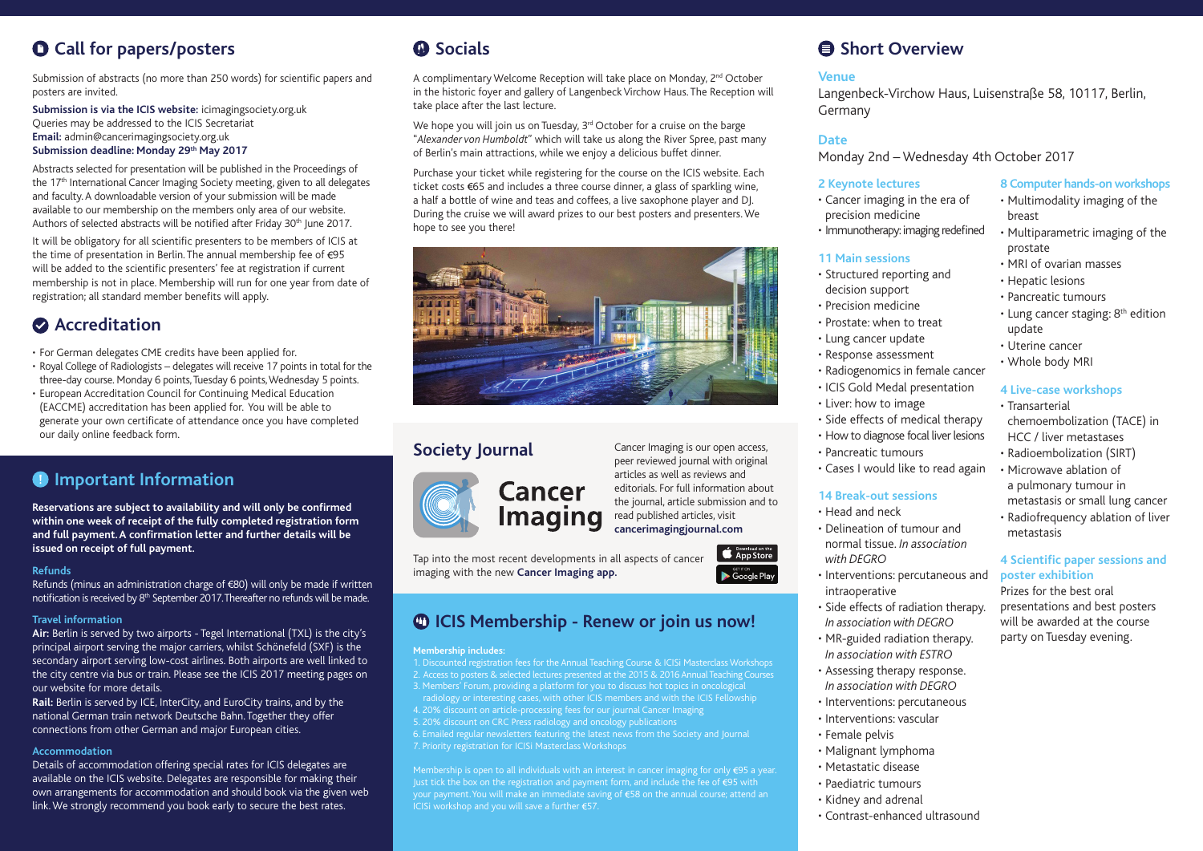## Call for papers/posters

Submission of abstracts (no more than 250 words) for scientific papers and posters are invited.

**Submission is via the ICIS website:** icimagingsociety.org.uk
Queries may be addressed to the ICIS Secretariat
**Email:** admin@cancerimagingsociety.org.uk
**Submission deadline: Monday 29th May 2017**

Abstracts selected for presentation will be published in the Proceedings of the 17th International Cancer Imaging Society meeting, given to all delegates and faculty. A downloadable version of your submission will be made available to our membership on the members only area of our website. Authors of selected abstracts will be notified after Friday 30th June 2017.

It will be obligatory for all scientific presenters to be members of ICIS at the time of presentation in Berlin. The annual membership fee of €95 will be added to the scientific presenters' fee at registration if current membership is not in place. Membership will run for one year from date of registration; all standard member benefits will apply.

## Accreditation

- For German delegates CME credits have been applied for.
- Royal College of Radiologists – delegates will receive 17 points in total for the three-day course. Monday 6 points, Tuesday 6 points, Wednesday 5 points.
- European Accreditation Council for Continuing Medical Education (EACCME) accreditation has been applied for. You will be able to generate your own certificate of attendance once you have completed our daily online feedback form.

## Important Information

**Reservations are subject to availability and will only be confirmed within one week of receipt of the fully completed registration form and full payment. A confirmation letter and further details will be issued on receipt of full payment.**

### Refunds

Refunds (minus an administration charge of €80) will only be made if written notification is received by 8th September 2017. Thereafter no refunds will be made.

### Travel information

**Air:** Berlin is served by two airports - Tegel International (TXL) is the city's principal airport serving the major carriers, whilst Schönefeld (SXF) is the secondary airport serving low-cost airlines. Both airports are well linked to the city centre via bus or train. Please see the ICIS 2017 meeting pages on our website for more details.

**Rail:** Berlin is served by ICE, InterCity, and EuroCity trains, and by the national German train network Deutsche Bahn. Together they offer connections from other German and major European cities.

### Accommodation

Details of accommodation offering special rates for ICIS delegates are available on the ICIS website. Delegates are responsible for making their own arrangements for accommodation and should book via the given web link. We strongly recommend you book early to secure the best rates.

## Socials

A complimentary Welcome Reception will take place on Monday, 2nd October in the historic foyer and gallery of Langenbeck Virchow Haus. The Reception will take place after the last lecture.

We hope you will join us on Tuesday, 3rd October for a cruise on the barge "*Alexander von Humboldt*" which will take us along the River Spree, past many of Berlin's main attractions, while we enjoy a delicious buffet dinner.

Purchase your ticket while registering for the course on the ICIS website. Each ticket costs €65 and includes a three course dinner, a glass of sparkling wine, a half a bottle of wine and teas and coffees, a live saxophone player and DJ. During the cruise we will award prizes to our best posters and presenters. We hope to see you there!

## Society Journal

**Cancer Imaging**

Cancer Imaging is our open access, peer reviewed journal with original articles as well as reviews and editorials. For full information about the journal, article submission and to read published articles, visit **cancerimagingjournal.com**

Tap into the most recent developments in all aspects of cancer imaging with the new **Cancer Imaging app.**

Download on the App Store · Get it on Google Play

## ICIS Membership - Renew or join us now!

**Membership includes:**

1. Discounted registration fees for the Annual Teaching Course & ICISi Masterclass Workshops
2. Access to posters & selected lectures presented at the 2015 & 2016 Annual Teaching Courses
3. Members' Forum, providing a platform for you to discuss hot topics in oncological radiology or interesting cases, with other ICIS members and with the ICIS Fellowship
4. 20% discount on article-processing fees for our journal Cancer Imaging
5. 20% discount on CRC Press radiology and oncology publications
6. Emailed regular newsletters featuring the latest news from the Society and Journal
7. Priority registration for ICISi Masterclass Workshops

Membership is open to all individuals with an interest in cancer imaging for only €95 a year. Just tick the box on the registration and payment form, and include the fee of €95 with your payment. You will make an immediate saving of €58 on the annual course; attend an ICISi workshop and you will save a further €57.

## Short Overview

### Venue

Langenbeck-Virchow Haus, Luisenstraße 58, 10117, Berlin, Germany

### Date

Monday 2nd – Wednesday 4th October 2017

### 2 Keynote lectures

- Cancer imaging in the era of precision medicine
- Immunotherapy: imaging redefined

### 11 Main sessions

- Structured reporting and decision support
- Precision medicine
- Prostate: when to treat
- Lung cancer update
- Response assessment
- Radiogenomics in female cancer
- ICIS Gold Medal presentation
- Liver: how to image
- Side effects of medical therapy
- How to diagnose focal liver lesions
- Pancreatic tumours
- Cases I would like to read again

### 14 Break-out sessions

- Head and neck
- Delineation of tumour and normal tissue. *In association with DEGRO*
- Interventions: percutaneous and intraoperative
- Side effects of radiation therapy. *In association with DEGRO*
- MR-guided radiation therapy. *In association with ESTRO*
- Assessing therapy response. *In association with DEGRO*
- Interventions: percutaneous
- Interventions: vascular
- Female pelvis
- Malignant lymphoma
- Metastatic disease
- Paediatric tumours
- Kidney and adrenal
- Contrast-enhanced ultrasound

### 8 Computer hands-on workshops

- Multimodality imaging of the breast
- Multiparametric imaging of the prostate
- MRI of ovarian masses
- Hepatic lesions
- Pancreatic tumours
- Lung cancer staging: 8th edition update
- Uterine cancer
- Whole body MRI

### 4 Live-case workshops

- Transarterial chemoembolization (TACE) in HCC / liver metastases
- Radioembolization (SIRT)
- Microwave ablation of a pulmonary tumour in metastasis or small lung cancer
- Radiofrequency ablation of liver metastasis

### 4 Scientific paper sessions and poster exhibition

Prizes for the best oral presentations and best posters will be awarded at the course party on Tuesday evening.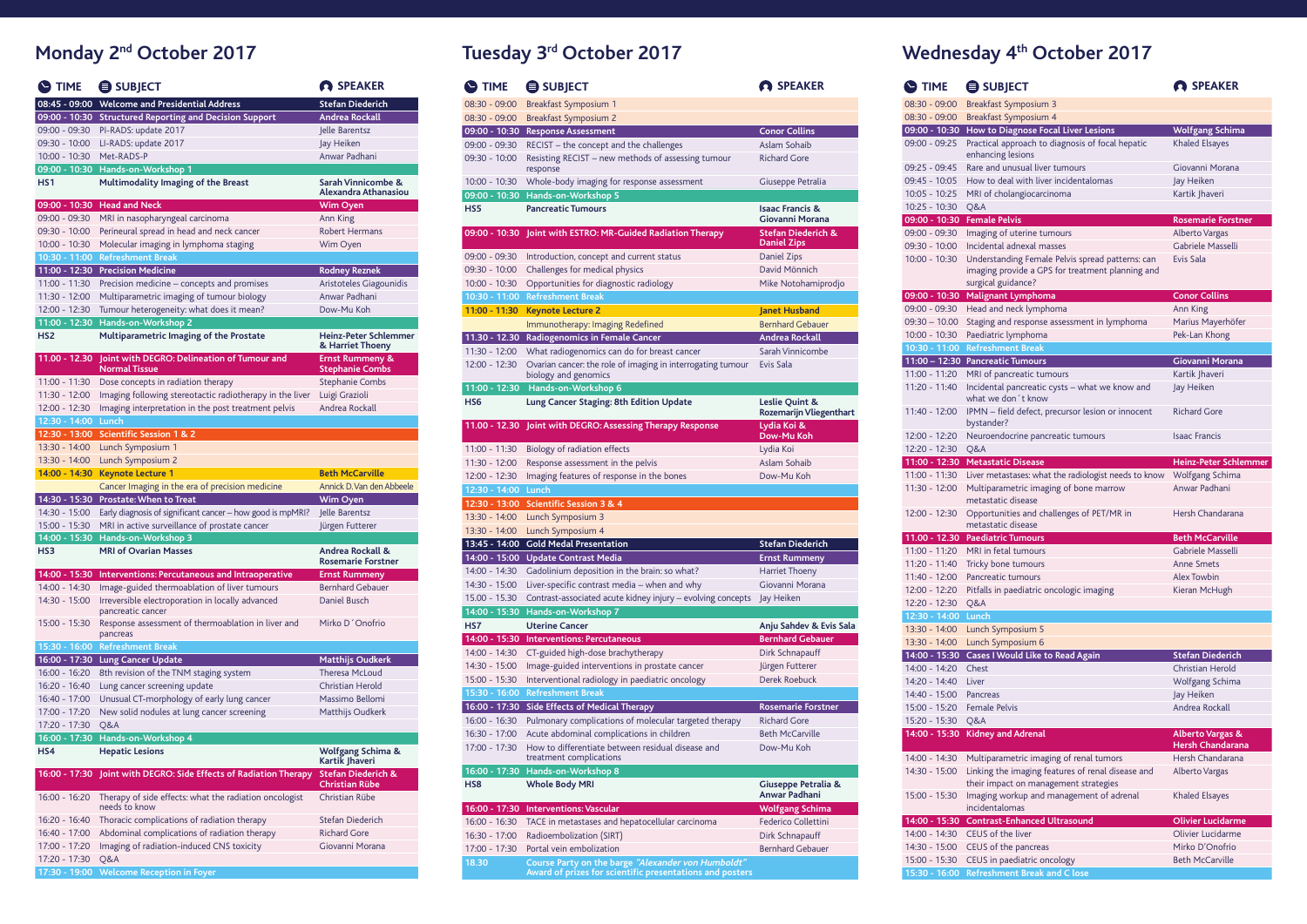## Monday 2nd October 2017

| TIME | SUBJECT | SPEAKER |
|---|---|---|
| **08:45 - 09:00** | **Welcome and Presidential Address** | **Stefan Diederich** |
| **09:00 - 10:30** | **Structured Reporting and Decision Support** | **Andrea Rockall** |
| 09:00 - 09:30 | PI-RADS: update 2017 | Jelle Barentsz |
| 09:30 - 10:00 | LI-RADS: update 2017 | Jay Heiken |
| 10:00 - 10:30 | Met-RADS-P | Anwar Padhani |
| **09:00 - 10:30** | **Hands-on-Workshop 1** | |
| **HS1** | **Multimodality Imaging of the Breast** | **Sarah Vinnicombe & Alexandra Athanasiou** |
| **09:00 - 10:30** | **Head and Neck** | **Wim Oyen** |
| 09:00 - 09:30 | MRI in nasopharyngeal carcinoma | Ann King |
| 09:30 - 10:00 | Perineural spread in head and neck cancer | Robert Hermans |
| 10:00 - 10:30 | Molecular imaging in lymphoma staging | Wim Oyen |
| **10:30 - 11:00** | **Refreshment Break** | |
| **11:00 - 12:30** | **Precision Medicine** | **Rodney Reznek** |
| 11:00 - 11:30 | Precision medicine – concepts and promises | Aristoteles Giagounidis |
| 11:30 - 12:00 | Multiparametric imaging of tumour biology | Anwar Padhani |
| 12:00 - 12:30 | Tumour heterogeneity: what does it mean? | Dow-Mu Koh |
| **11:00 - 12:30** | **Hands-on-Workshop 2** | |
| **HS2** | **Multiparametric Imaging of the Prostate** | **Heinz-Peter Schlemmer & Harriet Thoeny** |
| **11.00 - 12.30** | **Joint with DEGRO: Delineation of Tumour and Normal Tissue** | **Ernst Rummeny & Stephanie Combs** |
| 11:00 - 11:30 | Dose concepts in radiation therapy | Stephanie Combs |
| 11:30 - 12:00 | Imaging following stereotactic radiotherapy in the liver | Luigi Grazioli |
| 12:00 - 12:30 | Imaging interpretation in the post treatment pelvis | Andrea Rockall |
| **12:30 - 14:00** | **Lunch** | |
| **12:30 - 13:00** | **Scientific Session 1 & 2** | |
| 13:30 - 14:00 | Lunch Symposium 1 | |
| 13:30 - 14:00 | Lunch Symposium 2 | |
| **14:00 - 14:30** | **Keynote Lecture 1** | **Beth McCarville** |
| | Cancer Imaging in the era of precision medicine | Annick D.Van den Abbeele |
| **14:30 - 15:30** | **Prostate: When to Treat** | **Wim Oyen** |
| 14:30 - 15:00 | Early diagnosis of significant cancer – how good is mpMRI? | Jelle Barentsz |
| 15:00 - 15:30 | MRI in active surveillance of prostate cancer | Jürgen Futterer |
| **14:00 - 15:30** | **Hands-on-Workshop 3** | |
| **HS3** | **MRI of Ovarian Masses** | **Andrea Rockall & Rosemarie Forstner** |
| **14:00 - 15:30** | **Interventions: Percutaneous and Intraoperative** | **Ernst Rummeny** |
| 14:00 - 14:30 | Image-guided thermoablation of liver tumours | Bernhard Gebauer |
| 14:30 - 15:00 | Irreversible electroporation in locally advanced pancreatic cancer | Daniel Busch |
| 15:00 - 15:30 | Response assessment of thermoablation in liver and pancreas | Mirko D´Onofrio |
| **15:30 - 16:00** | **Refreshment Break** | |
| **16:00 - 17:30** | **Lung Cancer Update** | **Matthijs Oudkerk** |
| 16:00 - 16:20 | 8th revision of the TNM staging system | Theresa McLoud |
| 16:20 - 16:40 | Lung cancer screening update | Christian Herold |
| 16:40 - 17:00 | Unusual CT-morphology of early lung cancer | Massimo Bellomi |
| 17:00 - 17:20 | New solid nodules at lung cancer screening | Matthijs Oudkerk |
| 17:20 - 17:30 | Q&A | |
| **16:00 - 17:30** | **Hands-on-Workshop 4** | |
| **HS4** | **Hepatic Lesions** | **Wolfgang Schima & Kartik Jhaveri** |
| **16:00 - 17:30** | **Joint with DEGRO: Side Effects of Radiation Therapy** | **Stefan Diederich & Christian Rübe** |
| 16:00 - 16:20 | Therapy of side effects: what the radiation oncologist needs to know | Christian Rübe |
| 16:20 - 16:40 | Thoracic complications of radiation therapy | Stefan Diederich |
| 16:40 - 17:00 | Abdominal complications of radiation therapy | Richard Gore |
| 17:00 - 17:20 | Imaging of radiation-induced CNS toxicity | Giovanni Morana |
| 17:20 - 17:30 | Q&A | |
| **17:30 - 19:00** | **Welcome Reception in Foyer** | |

## Tuesday 3rd October 2017

| TIME | SUBJECT | SPEAKER |
|---|---|---|
| 08:30 - 09:00 | Breakfast Symposium 1 | |
| 08:30 - 09:00 | Breakfast Symposium 2 | |
| **09:00 - 10:30** | **Response Assessment** | **Conor Collins** |
| 09:00 - 09:30 | RECIST – the concept and the challenges | Aslam Sohaib |
| 09:30 - 10:00 | Resisting RECIST – new methods of assessing tumour response | Richard Gore |
| 10:00 - 10:30 | Whole-body imaging for response assessment | Giuseppe Petralia |
| **09:00 - 10:30** | **Hands-on-Workshop 5** | |
| **HS5** | **Pancreatic Tumours** | **Isaac Francis & Giovanni Morana** |
| **09:00 - 10:30** | **Joint with ESTRO: MR-Guided Radiation Therapy** | **Stefan Diederich & Daniel Zips** |
| 09:00 - 09:30 | Introduction, concept and current status | Daniel Zips |
| 09:30 - 10:00 | Challenges for medical physics | David Mönnich |
| 10:00 - 10:30 | Opportunities for diagnostic radiology | Mike Notohamiprodjo |
| **10:30 - 11:00** | **Refreshment Break** | |
| **11:00 - 11:30** | **Keynote Lecture 2** | **Janet Husband** |
| | Immunotherapy: Imaging Redefined | Bernhard Gebauer |
| **11.30 - 12.30** | **Radiogenomics in Female Cancer** | **Andrea Rockall** |
| 11:30 - 12:00 | What radiogenomics can do for breast cancer | Sarah Vinnicombe |
| 12:00 - 12:30 | Ovarian cancer: the role of imaging in interrogating tumour biology and genomics | Evis Sala |
| **11:00 - 12:30** | **Hands-on-Workshop 6** | |
| **HS6** | **Lung Cancer Staging: 8th Edition Update** | **Leslie Quint & Rozemarijn Vliegenthart** |
| **11.00 - 12.30** | **Joint with DEGRO: Assessing Therapy Response** | **Lydia Koi & Dow-Mu Koh** |
| 11:00 - 11:30 | Biology of radiation effects | Lydia Koi |
| 11:30 - 12:00 | Response assessment in the pelvis | Aslam Sohaib |
| 12:00 - 12:30 | Imaging features of response in the bones | Dow-Mu Koh |
| **12:30 - 14:00** | **Lunch** | |
| **12:30 - 13:00** | **Scientific Session 3 & 4** | |
| 13:30 - 14:00 | Lunch Symposium 3 | |
| 13:30 - 14:00 | Lunch Symposium 4 | |
| **13:45 - 14:00** | **Gold Medal Presentation** | **Stefan Diederich** |
| **14:00 - 15:00** | **Update Contrast Media** | **Ernst Rummeny** |
| 14:00 - 14:30 | Gadolinium deposition in the brain: so what? | Harriet Thoeny |
| 14:30 - 15:00 | Liver-specific contrast media – when and why | Giovanni Morana |
| 15.00 - 15.30 | Contrast-associated acute kidney injury – evolving concepts | Jay Heiken |
| **14:00 - 15:30** | **Hands-on-Workshop 7** | |
| **HS7** | **Uterine Cancer** | **Anju Sahdev & Evis Sala** |
| **14:00 - 15:30** | **Interventions: Percutaneous** | **Bernhard Gebauer** |
| 14:00 - 14:30 | CT-guided high-dose brachytherapy | Dirk Schnapauff |
| 14:30 - 15:00 | Image-guided interventions in prostate cancer | Jürgen Futterer |
| 15:00 - 15:30 | Interventional radiology in paediatric oncology | Derek Roebuck |
| **15:30 - 16:00** | **Refreshment Break** | |
| **16:00 - 17:30** | **Side Effects of Medical Therapy** | **Rosemarie Forstner** |
| 16:00 - 16:30 | Pulmonary complications of molecular targeted therapy | Richard Gore |
| 16:30 - 17:00 | Acute abdominal complications in children | Beth McCarville |
| 17:00 - 17:30 | How to differentiate between residual disease and treatment complications | Dow-Mu Koh |
| **16:00 - 17:30** | **Hands-on-Workshop 8** | |
| **HS8** | **Whole Body MRI** | **Giuseppe Petralia & Anwar Padhani** |
| **16:00 - 17:30** | **Interventions: Vascular** | **Wolfgang Schima** |
| 16:00 - 16:30 | TACE in metastases and hepatocellular carcinoma | Federico Collettini |
| 16:30 - 17:00 | Radioembolization (SIRT) | Dirk Schnapauff |
| 17:00 - 17:30 | Portal vein embolization | Bernhard Gebauer |
| **18.30** | **Course Party on the barge *"Alexander von Humboldt"* Award of prizes for scientific presentations and posters** | |

## Wednesday 4th October 2017

| TIME | SUBJECT | SPEAKER |
|---|---|---|
| 08:30 - 09:00 | Breakfast Symposium 3 | |
| 08:30 - 09:00 | Breakfast Symposium 4 | |
| **09:00 - 10:30** | **How to Diagnose Focal Liver Lesions** | **Wolfgang Schima** |
| 09:00 - 09:25 | Practical approach to diagnosis of focal hepatic enhancing lesions | Khaled Elsayes |
| 09:25 - 09:45 | Rare and unusual liver tumours | Giovanni Morana |
| 09:45 - 10:05 | How to deal with liver incidentalomas | Jay Heiken |
| 10:05 - 10:25 | MRI of cholangiocarcinoma | Kartik Jhaveri |
| 10:25 - 10:30 | Q&A | |
| **09:00 - 10:30** | **Female Pelvis** | **Rosemarie Forstner** |
| 09:00 - 09:30 | Imaging of uterine tumours | Alberto Vargas |
| 09:30 - 10:00 | Incidental adnexal masses | Gabriele Masselli |
| 10:00 - 10:30 | Understanding Female Pelvis spread patterns: can imaging provide a GPS for treatment planning and surgical guidance? | Evis Sala |
| **09:00 - 10:30** | **Malignant Lymphoma** | **Conor Collins** |
| 09:00 - 09:30 | Head and neck lymphoma | Ann King |
| 09:30 – 10.00 | Staging and response assessment in lymphoma | Marius Mayerhöfer |
| 10:00 - 10:30 | Paediatric lymphoma | Pek-Lan Khong |
| **10:30 - 11:00** | **Refreshment Break** | |
| **11:00 – 12:30** | **Pancreatic Tumours** | **Giovanni Morana** |
| 11:00 - 11:20 | MRI of pancreatic tumours | Kartik Jhaveri |
| 11:20 - 11:40 | Incidental pancreatic cysts – what we know and what we don´t know | Jay Heiken |
| 11:40 - 12:00 | IPMN – field defect, precursor lesion or innocent bystander? | Richard Gore |
| 12:00 - 12:20 | Neuroendocrine pancreatic tumours | Isaac Francis |
| 12:20 - 12:30 | Q&A | |
| **11:00 - 12:30** | **Metastatic Disease** | **Heinz-Peter Schlemmer** |
| 11:00 - 11:30 | Liver metastases: what the radiologist needs to know | Wolfgang Schima |
| 11:30 - 12:00 | Multiparametric imaging of bone marrow metastatic disease | Anwar Padhani |
| 12:00 - 12:30 | Opportunities and challenges of PET/MR in metastatic disease | Hersh Chandarana |
| **11:00 - 12.30** | **Paediatric Tumours** | **Beth McCarville** |
| 11:00 - 11:20 | MRI in fetal tumours | Gabriele Masselli |
| 11:20 - 11:40 | Tricky bone tumours | Anne Smets |
| 11:40 - 12:00 | Pancreatic tumours | Alex Towbin |
| 12:00 - 12:20 | Pitfalls in paediatric oncologic imaging | Kieran McHugh |
| 12:20 - 12:30 | Q&A | |
| **12:30 - 14:00** | **Lunch** | |
| 13:30 - 14:00 | Lunch Symposium 5 | |
| 13:30 - 14:00 | Lunch Symposium 6 | |
| **14:00 - 15:30** | **Cases I Would Like to Read Again** | **Stefan Diederich** |
| 14:00 - 14:20 | Chest | Christian Herold |
| 14:20 - 14:40 | Liver | Wolfgang Schima |
| 14:40 - 15:00 | Pancreas | Jay Heiken |
| 15:00 - 15:20 | Female Pelvis | Andrea Rockall |
| 15:20 - 15:30 | Q&A | |
| **14:00 - 15:30** | **Kidney and Adrenal** | **Alberto Vargas & Hersh Chandarana** |
| 14:00 - 14:30 | Multiparametric imaging of renal tumors | Hersh Chandarana |
| 14:30 - 15:00 | Linking the imaging features of renal disease and their impact on management strategies | Alberto Vargas |
| 15:00 - 15:30 | Imaging workup and management of adrenal incidentalomas | Khaled Elsayes |
| **14:00 - 15:30** | **Contrast-Enhanced Ultrasound** | **Olivier Lucidarme** |
| 14:00 - 14:30 | CEUS of the liver | Olivier Lucidarme |
| 14:30 - 15:00 | CEUS of the pancreas | Mirko D'Onofrio |
| 15:00 - 15:30 | CEUS in paediatric oncology | Beth McCarville |
| **15:30 - 16:00** | **Refreshment Break and C lose** | |